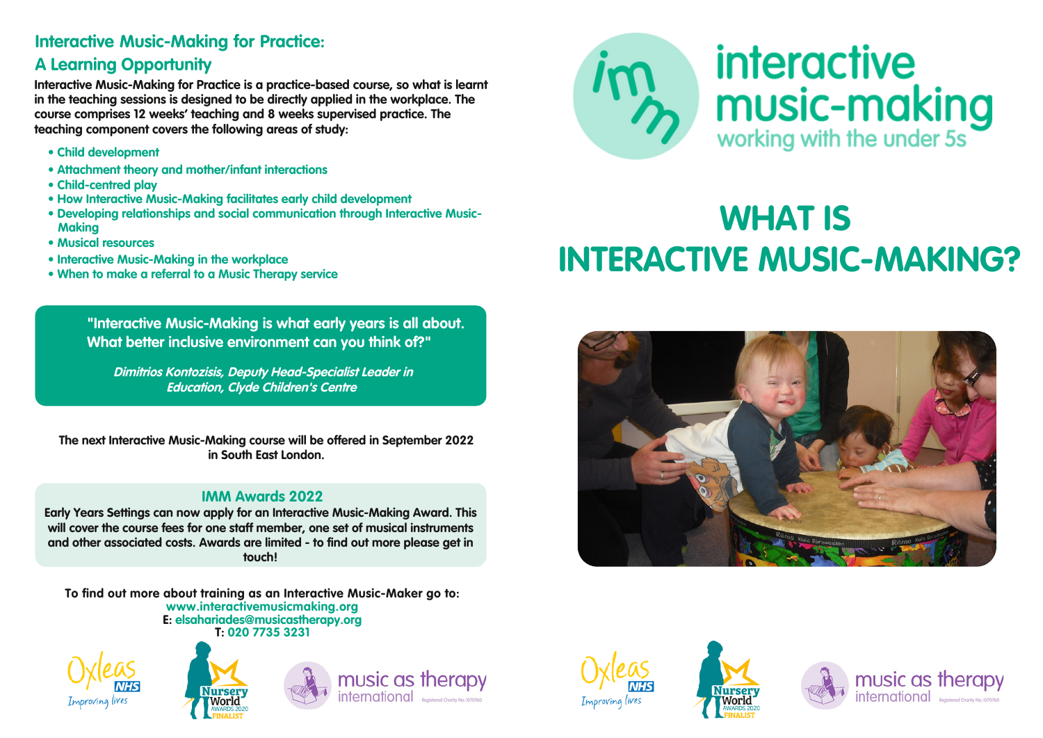## Interactive Music-Making for Practice: A Learning Opportunity

**Interactive Music-Making for Practice is a practice-based course, so what is learnt in the teaching sessions is designed to be directly applied in the workplace. The course comprises 12 weeks' teaching and 8 weeks supervised practice. The teaching component covers the following areas of study:**

- **Child development**
- **Attachment theory and mother/infant interactions**
- **Child-centred play**
- **How Interactive Music-Making facilitates early child development**
- **Developing relationships and social communication through Interactive Music-Making**
- **Musical resources**
- **Interactive Music-Making in the workplace**
- **When to make a referral to a Music Therapy service**

> **"Interactive Music-Making is what early years is all about. What better inclusive environment can you think of?"**
>
> ***Dimitrios Kontozisis, Deputy Head-Specialist Leader in Education, Clyde Children's Centre***

**The next Interactive Music-Making course will be offered in September 2022 in South East London.**

### IMM Awards 2022

**Early Years Settings can now apply for an Interactive Music-Making Award. This will cover the course fees for one staff member, one set of musical instruments and other associated costs. Awards are limited - to find out more please get in touch!**

**To find out more about training as an Interactive Music-Maker go to:**
**www.interactivemusicmaking.org**
**E: elsahariades@musicastherapy.org**
**T: 020 7735 3231**

Oxleas NHS – Improving lives | Nursery World Awards 2020 Finalist | music as therapy international – Registered Charity No: 1070760

# interactive music-making
## working with the under 5s

# WHAT IS INTERACTIVE MUSIC-MAKING?

Oxleas NHS – Improving lives | Nursery World Awards 2020 Finalist | music as therapy international – Registered Charity No: 1070760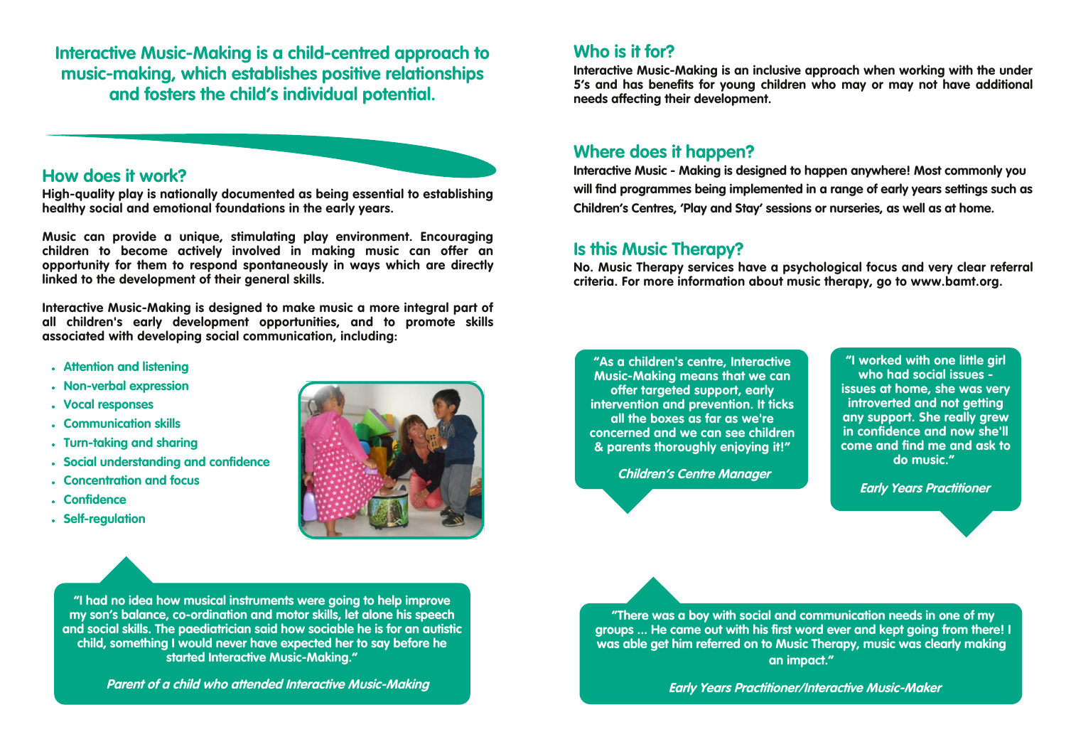**Interactive Music-Making is a child-centred approach to music-making, which establishes positive relationships and fosters the child's individual potential.**

## How does it work?

High-quality play is nationally documented as being essential to establishing healthy social and emotional foundations in the early years.

Music can provide a unique, stimulating play environment. Encouraging children to become actively involved in making music can offer an opportunity for them to respond spontaneously in ways which are directly linked to the development of their general skills.

Interactive Music-Making is designed to make music a more integral part of all children's early development opportunities, and to promote skills associated with developing social communication, including:

- Attention and listening
- Non-verbal expression
- Vocal responses
- Communication skills
- Turn-taking and sharing
- Social understanding and confidence
- Concentration and focus
- Confidence
- Self-regulation

"I had no idea how musical instruments were going to help improve my son's balance, co-ordination and motor skills, let alone his speech and social skills. The paediatrician said how sociable he is for an autistic child, something I would never have expected her to say before he started Interactive Music-Making."

*Parent of a child who attended Interactive Music-Making*

## Who is it for?

Interactive Music-Making is an inclusive approach when working with the under 5's and has benefits for young children who may or may not have additional needs affecting their development.

## Where does it happen?

Interactive Music - Making is designed to happen anywhere! Most commonly you will find programmes being implemented in a range of early years settings such as Children's Centres, 'Play and Stay' sessions or nurseries, as well as at home.

## Is this Music Therapy?

No. Music Therapy services have a psychological focus and very clear referral criteria. For more information about music therapy, go to www.bamt.org.

"As a children's centre, Interactive Music-Making means that we can offer targeted support, early intervention and prevention. It ticks all the boxes as far as we're concerned and we can see children & parents thoroughly enjoying it!"

*Children's Centre Manager*

"I worked with one little girl who had social issues - issues at home, she was very introverted and not getting any support. She really grew in confidence and now she'll come and find me and ask to do music."

*Early Years Practitioner*

"There was a boy with social and communication needs in one of my groups ... He came out with his first word ever and kept going from there! I was able get him referred on to Music Therapy, music was clearly making an impact."

*Early Years Practitioner/Interactive Music-Maker*